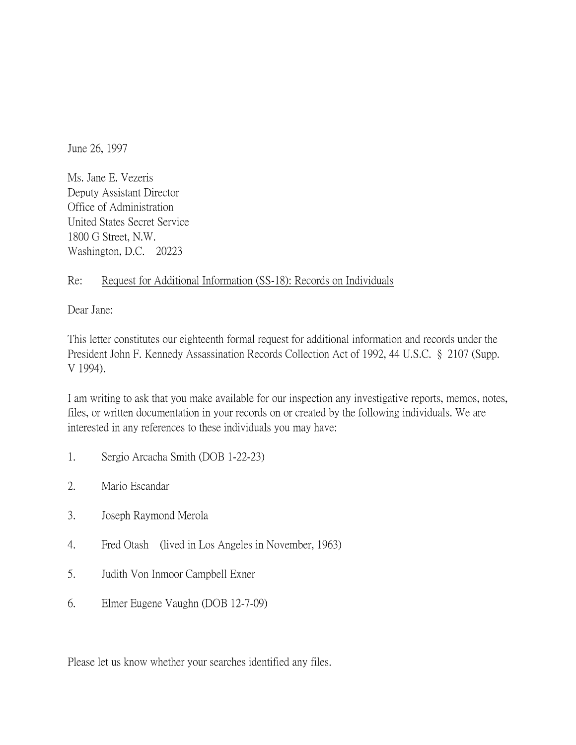June 26, 1997

Ms. Jane E. Vezeris
Deputy Assistant Director
Office of Administration
United States Secret Service
1800 G Street, N.W.
Washington, D.C. 20223

Re: Request for Additional Information (SS-18): Records on Individuals

Dear Jane:

This letter constitutes our eighteenth formal request for additional information and records under the President John F. Kennedy Assassination Records Collection Act of 1992, 44 U.S.C. § 2107 (Supp. V 1994).

I am writing to ask that you make available for our inspection any investigative reports, memos, notes, files, or written documentation in your records on or created by the following individuals. We are interested in any references to these individuals you may have:

1. Sergio Arcacha Smith (DOB 1-22-23)

2. Mario Escandar

3. Joseph Raymond Merola

4. Fred Otash (lived in Los Angeles in November, 1963)

5. Judith Von Inmoor Campbell Exner

6. Elmer Eugene Vaughn (DOB 12-7-09)

Please let us know whether your searches identified any files.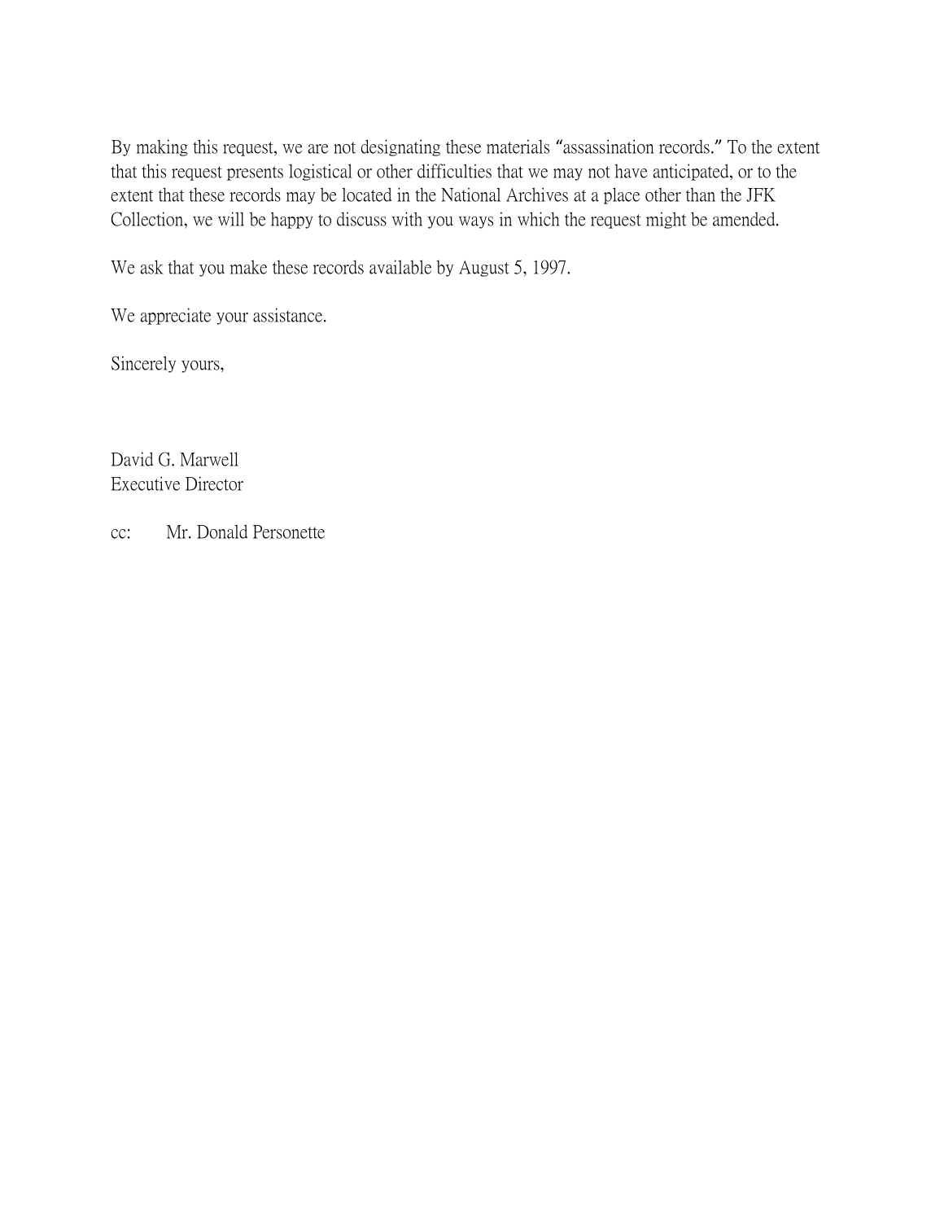By making this request, we are not designating these materials "assassination records." To the extent that this request presents logistical or other difficulties that we may not have anticipated, or to the extent that these records may be located in the National Archives at a place other than the JFK Collection, we will be happy to discuss with you ways in which the request might be amended.

We ask that you make these records available by August 5, 1997.

We appreciate your assistance.

Sincerely yours,

David G. Marwell
Executive Director

cc: Mr. Donald Personette